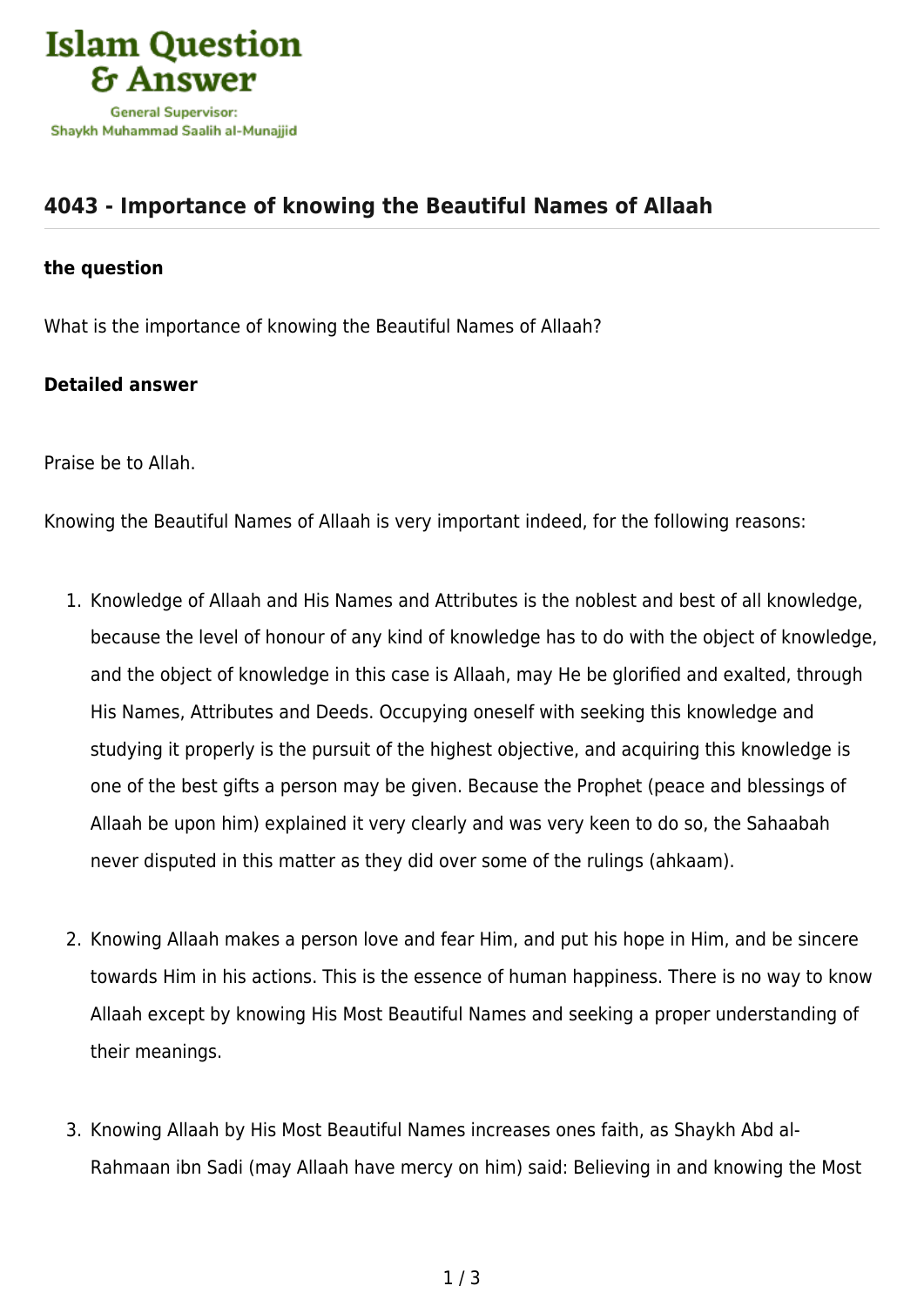# 4043 - Importance of knowing the Beautiful Names of Allaah

**the question**

What is the importance of knowing the Beautiful Names of Allaah?

**Detailed answer**

Praise be to Allah.

Knowing the Beautiful Names of Allaah is very important indeed, for the following reasons:

1. Knowledge of Allaah and His Names and Attributes is the noblest and best of all knowledge, because the level of honour of any kind of knowledge has to do with the object of knowledge, and the object of knowledge in this case is Allaah, may He be glorified and exalted, through His Names, Attributes and Deeds. Occupying oneself with seeking this knowledge and studying it properly is the pursuit of the highest objective, and acquiring this knowledge is one of the best gifts a person may be given. Because the Prophet (peace and blessings of Allaah be upon him) explained it very clearly and was very keen to do so, the Sahaabah never disputed in this matter as they did over some of the rulings (ahkaam).

2. Knowing Allaah makes a person love and fear Him, and put his hope in Him, and be sincere towards Him in his actions. This is the essence of human happiness. There is no way to know Allaah except by knowing His Most Beautiful Names and seeking a proper understanding of their meanings.

3. Knowing Allaah by His Most Beautiful Names increases ones faith, as Shaykh Abd al-Rahmaan ibn Sadi (may Allaah have mercy on him) said: Believing in and knowing the Most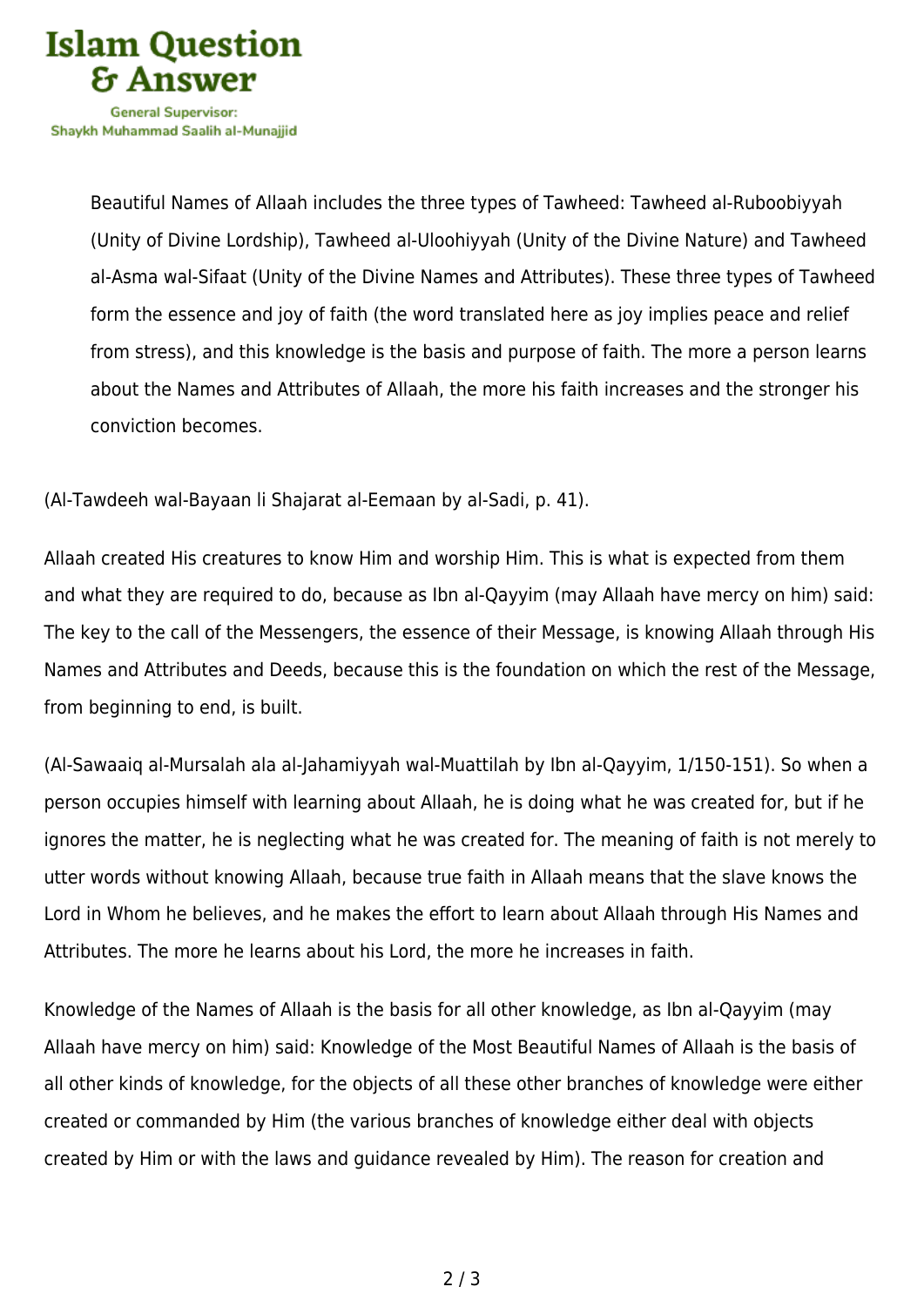> Beautiful Names of Allaah includes the three types of Tawheed: Tawheed al-Ruboobiyyah (Unity of Divine Lordship), Tawheed al-Uloohiyyah (Unity of the Divine Nature) and Tawheed al-Asma wal-Sifaat (Unity of the Divine Names and Attributes). These three types of Tawheed form the essence and joy of faith (the word translated here as joy implies peace and relief from stress), and this knowledge is the basis and purpose of faith. The more a person learns about the Names and Attributes of Allaah, the more his faith increases and the stronger his conviction becomes.

(Al-Tawdeeh wal-Bayaan li Shajarat al-Eemaan by al-Sadi, p. 41).

Allaah created His creatures to know Him and worship Him. This is what is expected from them and what they are required to do, because as Ibn al-Qayyim (may Allaah have mercy on him) said: The key to the call of the Messengers, the essence of their Message, is knowing Allaah through His Names and Attributes and Deeds, because this is the foundation on which the rest of the Message, from beginning to end, is built.

(Al-Sawaaiq al-Mursalah ala al-Jahamiyyah wal-Muattilah by Ibn al-Qayyim, 1/150-151). So when a person occupies himself with learning about Allaah, he is doing what he was created for, but if he ignores the matter, he is neglecting what he was created for. The meaning of faith is not merely to utter words without knowing Allaah, because true faith in Allaah means that the slave knows the Lord in Whom he believes, and he makes the effort to learn about Allaah through His Names and Attributes. The more he learns about his Lord, the more he increases in faith.

Knowledge of the Names of Allaah is the basis for all other knowledge, as Ibn al-Qayyim (may Allaah have mercy on him) said: Knowledge of the Most Beautiful Names of Allaah is the basis of all other kinds of knowledge, for the objects of all these other branches of knowledge were either created or commanded by Him (the various branches of knowledge either deal with objects created by Him or with the laws and guidance revealed by Him). The reason for creation and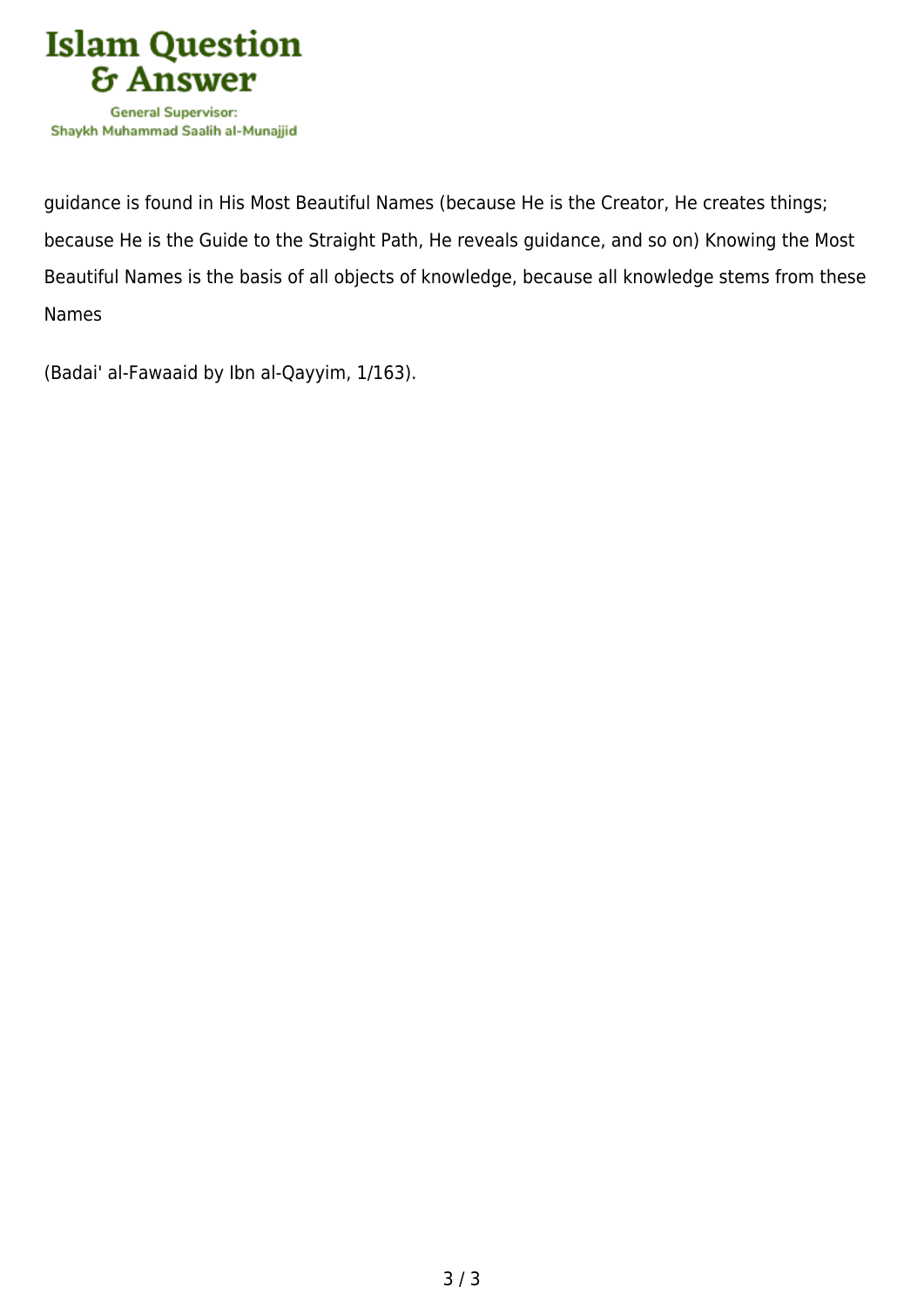guidance is found in His Most Beautiful Names (because He is the Creator, He creates things; because He is the Guide to the Straight Path, He reveals guidance, and so on) Knowing the Most Beautiful Names is the basis of all objects of knowledge, because all knowledge stems from these Names

(Badai' al-Fawaaid by Ibn al-Qayyim, 1/163).